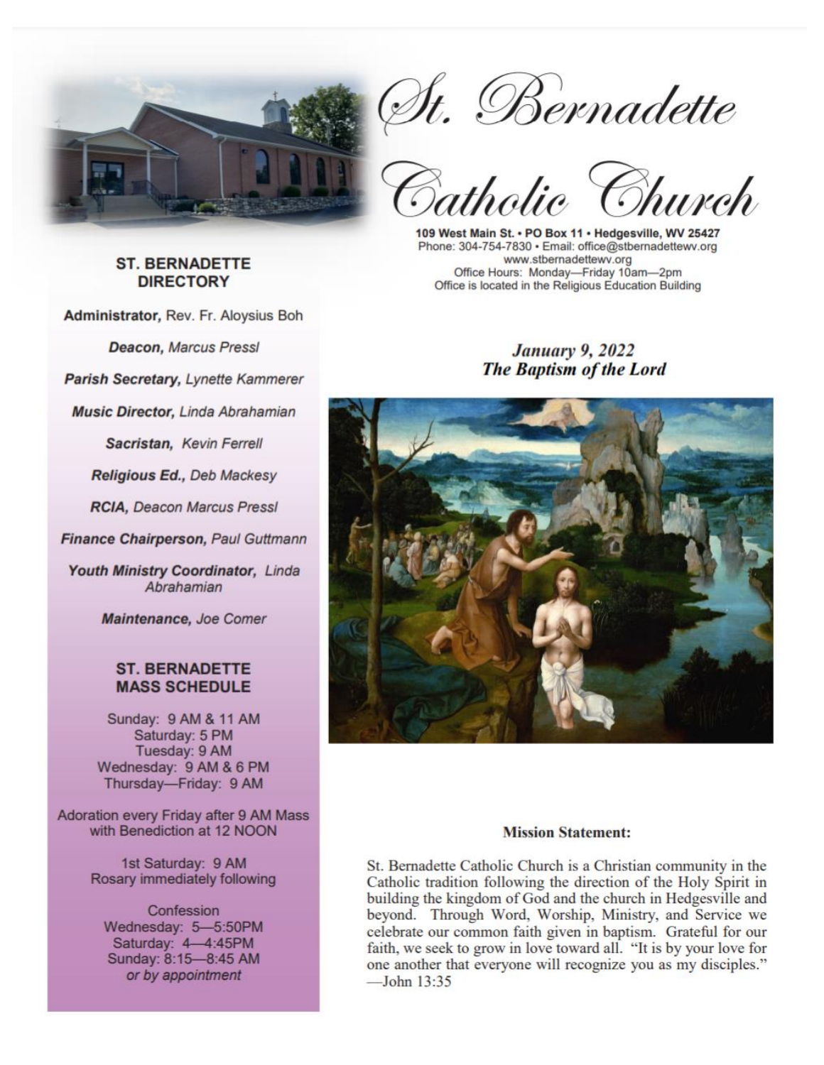# St. Bernadette Catholic Church

109 West Main St. • PO Box 11 • Hedgesville, WV 25427
Phone: 304-754-7830 • Email: office@stbernadettewv.org
www.stbernadettewv.org
Office Hours: Monday—Friday 10am—2pm
Office is located in the Religious Education Building

## ST. BERNADETTE DIRECTORY

**Administrator,** Rev. Fr. Aloysius Boh

***Deacon,*** *Marcus Pressl*

***Parish Secretary,*** *Lynette Kammerer*

***Music Director,*** *Linda Abrahamian*

***Sacristan,*** *Kevin Ferrell*

***Religious Ed.,*** *Deb Mackesy*

***RCIA,*** *Deacon Marcus Pressl*

***Finance Chairperson,*** *Paul Guttmann*

***Youth Ministry Coordinator,*** *Linda Abrahamian*

***Maintenance,*** *Joe Comer*

## ST. BERNADETTE MASS SCHEDULE

Sunday: 9 AM & 11 AM
Saturday: 5 PM
Tuesday: 9 AM
Wednesday: 9 AM & 6 PM
Thursday—Friday: 9 AM

Adoration every Friday after 9 AM Mass with Benediction at 12 NOON

1st Saturday: 9 AM
Rosary immediately following

Confession
Wednesday: 5—5:50PM
Saturday: 4—4:45PM
Sunday: 8:15—8:45 AM
*or by appointment*

## *January 9, 2022*
## *The Baptism of the Lord*

**Mission Statement:**

St. Bernadette Catholic Church is a Christian community in the Catholic tradition following the direction of the Holy Spirit in building the kingdom of God and the church in Hedgesville and beyond. Through Word, Worship, Ministry, and Service we celebrate our common faith given in baptism. Grateful for our faith, we seek to grow in love toward all. "It is by your love for one another that everyone will recognize you as my disciples." —John 13:35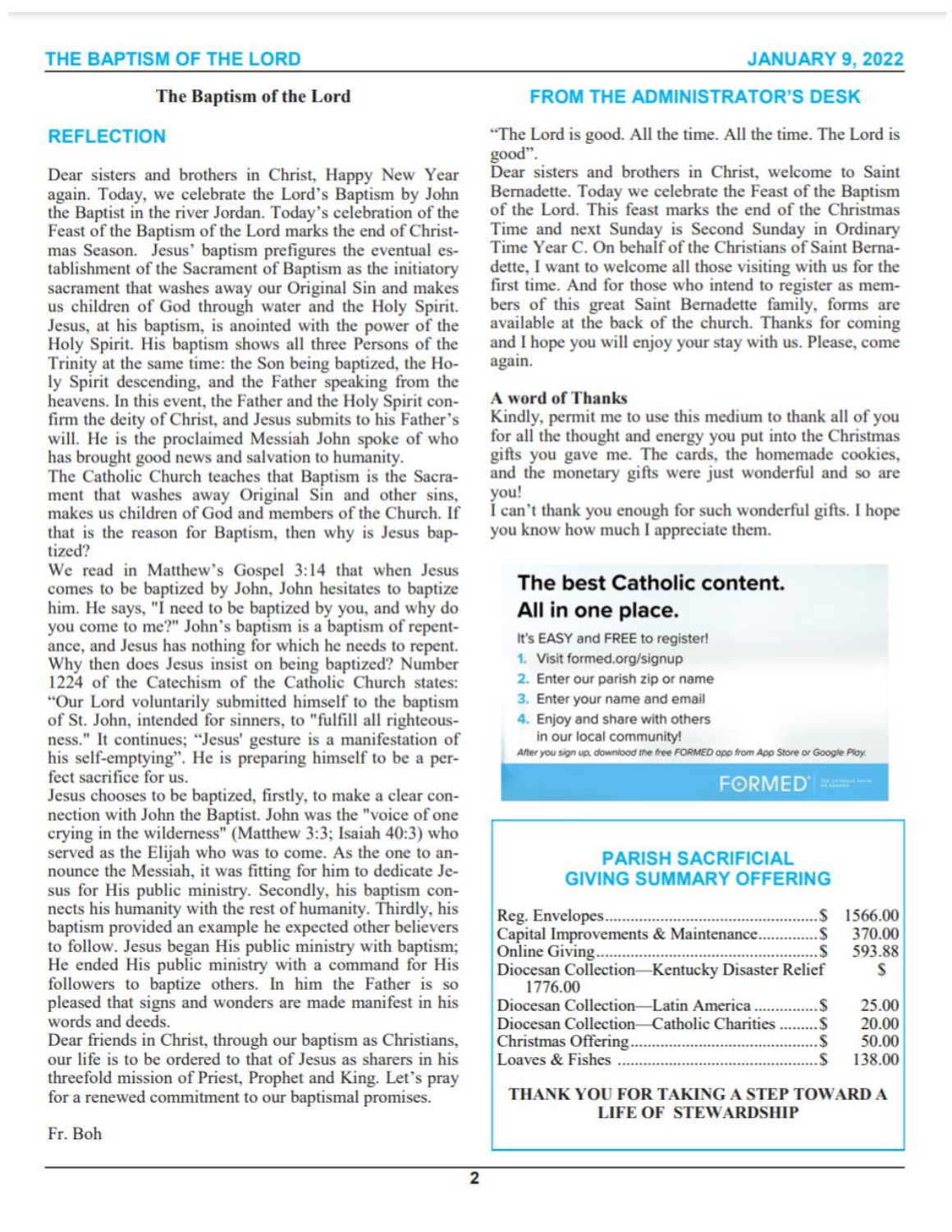## The Baptism of the Lord

## REFLECTION

Dear sisters and brothers in Christ, Happy New Year again. Today, we celebrate the Lord's Baptism by John the Baptist in the river Jordan. Today's celebration of the Feast of the Baptism of the Lord marks the end of Christmas Season. Jesus' baptism prefigures the eventual establishment of the Sacrament of Baptism as the initiatory sacrament that washes away our Original Sin and makes us children of God through water and the Holy Spirit. Jesus, at his baptism, is anointed with the power of the Holy Spirit. His baptism shows all three Persons of the Trinity at the same time: the Son being baptized, the Holy Spirit descending, and the Father speaking from the heavens. In this event, the Father and the Holy Spirit confirm the deity of Christ, and Jesus submits to his Father's will. He is the proclaimed Messiah John spoke of who has brought good news and salvation to humanity.

The Catholic Church teaches that Baptism is the Sacrament that washes away Original Sin and other sins, makes us children of God and members of the Church. If that is the reason for Baptism, then why is Jesus baptized?

We read in Matthew's Gospel 3:14 that when Jesus comes to be baptized by John, John hesitates to baptize him. He says, "I need to be baptized by you, and why do you come to me?" John's baptism is a baptism of repentance, and Jesus has nothing for which he needs to repent. Why then does Jesus insist on being baptized? Number 1224 of the Catechism of the Catholic Church states: "Our Lord voluntarily submitted himself to the baptism of St. John, intended for sinners, to "fulfill all righteousness." It continues; "Jesus' gesture is a manifestation of his self-emptying". He is preparing himself to be a perfect sacrifice for us.

Jesus chooses to be baptized, firstly, to make a clear connection with John the Baptist. John was the "voice of one crying in the wilderness" (Matthew 3:3; Isaiah 40:3) who served as the Elijah who was to come. As the one to announce the Messiah, it was fitting for him to dedicate Jesus for His public ministry. Secondly, his baptism connects his humanity with the rest of humanity. Thirdly, his baptism provided an example he expected other believers to follow. Jesus began His public ministry with baptism; He ended His public ministry with a command for His followers to baptize others. In him the Father is so pleased that signs and wonders are made manifest in his words and deeds.

Dear friends in Christ, through our baptism as Christians, our life is to be ordered to that of Jesus as sharers in his threefold mission of Priest, Prophet and King. Let's pray for a renewed commitment to our baptismal promises.

Fr. Boh

## FROM THE ADMINISTRATOR'S DESK

"The Lord is good. All the time. All the time. The Lord is good".

Dear sisters and brothers in Christ, welcome to Saint Bernadette. Today we celebrate the Feast of the Baptism of the Lord. This feast marks the end of the Christmas Time and next Sunday is Second Sunday in Ordinary Time Year C. On behalf of the Christians of Saint Bernadette, I want to welcome all those visiting with us for the first time. And for those who intend to register as members of this great Saint Bernadette family, forms are available at the back of the church. Thanks for coming and I hope you will enjoy your stay with us. Please, come again.

**A word of Thanks**

Kindly, permit me to use this medium to thank all of you for all the thought and energy you put into the Christmas gifts you gave me. The cards, the homemade cookies, and the monetary gifts were just wonderful and so are you!

I can't thank you enough for such wonderful gifts. I hope you know how much I appreciate them.

**The best Catholic content. All in one place.**

It's EASY and FREE to register!

1. Visit formed.org/signup
2. Enter our parish zip or name
3. Enter your name and email
4. Enjoy and share with others in our local community!

*After you sign up, download the free FORMED app from App Store or Google Play.*

FORMED

## PARISH SACRIFICIAL GIVING SUMMARY OFFERING

| | |
|---|---|
| Reg. Envelopes | $ 1566.00 |
| Capital Improvements & Maintenance | $ 370.00 |
| Online Giving | $ 593.88 |
| Diocesan Collection—Kentucky Disaster Relief | $ 1776.00 |
| Diocesan Collection—Latin America | $ 25.00 |
| Diocesan Collection—Catholic Charities | $ 20.00 |
| Christmas Offering | $ 50.00 |
| Loaves & Fishes | $ 138.00 |

**THANK YOU FOR TAKING A STEP TOWARD A LIFE OF STEWARDSHIP**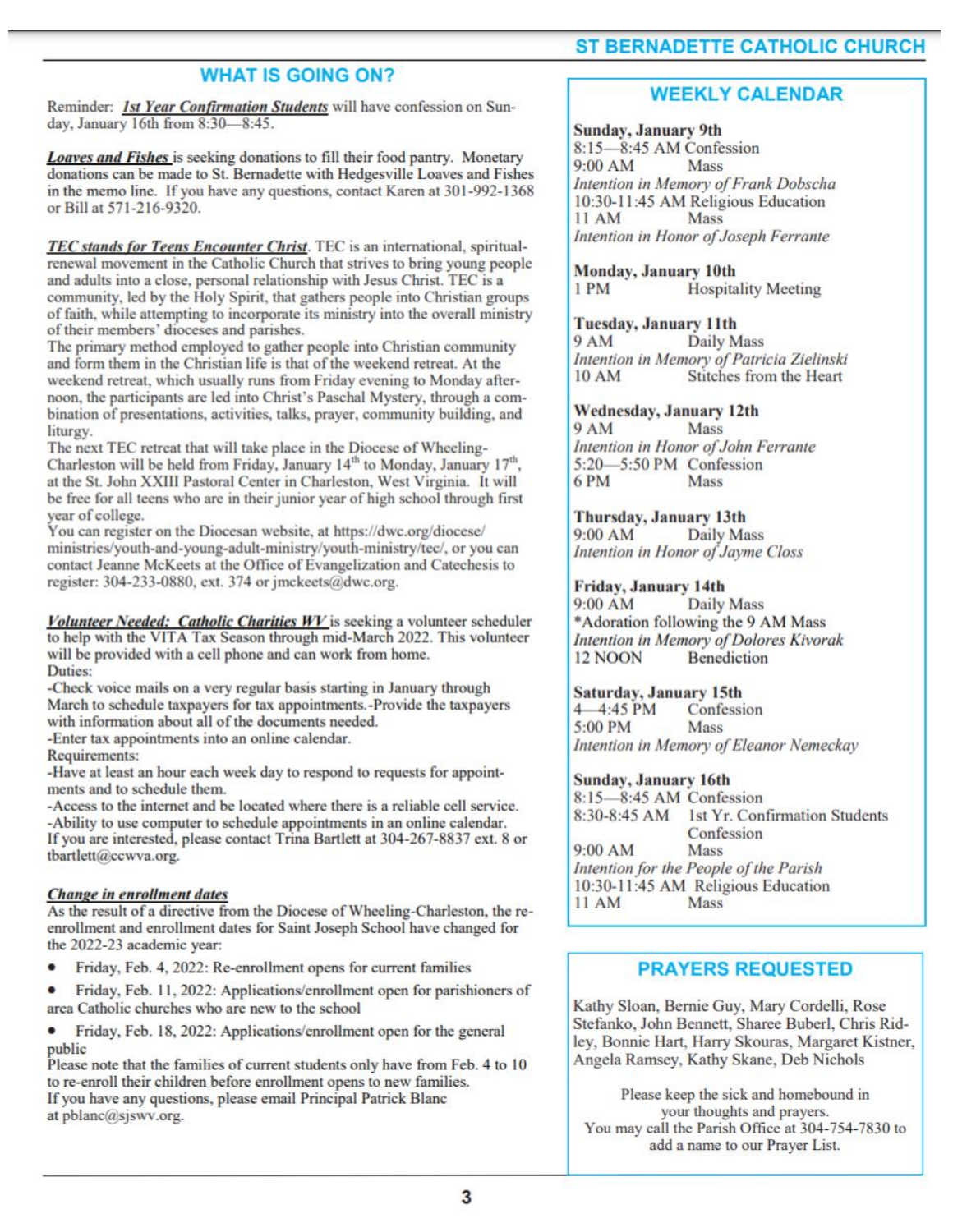## WHAT IS GOING ON?

Reminder: ***1st Year Confirmation Students*** will have confession on Sunday, January 16th from 8:30—8:45.

***Loaves and Fishes*** is seeking donations to fill their food pantry. Monetary donations can be made to St. Bernadette with Hedgesville Loaves and Fishes in the memo line. If you have any questions, contact Karen at 301-992-1368 or Bill at 571-216-9320.

***TEC stands for Teens Encounter Christ***. TEC is an international, spiritual-renewal movement in the Catholic Church that strives to bring young people and adults into a close, personal relationship with Jesus Christ. TEC is a community, led by the Holy Spirit, that gathers people into Christian groups of faith, while attempting to incorporate its ministry into the overall ministry of their members' dioceses and parishes.

The primary method employed to gather people into Christian community and form them in the Christian life is that of the weekend retreat. At the weekend retreat, which usually runs from Friday evening to Monday afternoon, the participants are led into Christ's Paschal Mystery, through a combination of presentations, activities, talks, prayer, community building, and liturgy.

The next TEC retreat that will take place in the Diocese of Wheeling-Charleston will be held from Friday, January 14th to Monday, January 17th, at the St. John XXIII Pastoral Center in Charleston, West Virginia. It will be free for all teens who are in their junior year of high school through first year of college.

You can register on the Diocesan website, at https://dwc.org/diocese/ministries/youth-and-young-adult-ministry/youth-ministry/tec/, or you can contact Jeanne McKeets at the Office of Evangelization and Catechesis to register: 304-233-0880, ext. 374 or jmckeets@dwc.org.

***Volunteer Needed: Catholic Charities WV*** is seeking a volunteer scheduler to help with the VITA Tax Season through mid-March 2022. This volunteer will be provided with a cell phone and can work from home.

Duties:

-Check voice mails on a very regular basis starting in January through March to schedule taxpayers for tax appointments.-Provide the taxpayers with information about all of the documents needed.

-Enter tax appointments into an online calendar.

Requirements:

-Have at least an hour each week day to respond to requests for appointments and to schedule them.

-Access to the internet and be located where there is a reliable cell service.

-Ability to use computer to schedule appointments in an online calendar.

If you are interested, please contact Trina Bartlett at 304-267-8837 ext. 8 or tbartlett@ccwva.org.

***Change in enrollment dates***

As the result of a directive from the Diocese of Wheeling-Charleston, the re-enrollment and enrollment dates for Saint Joseph School have changed for the 2022-23 academic year:

- Friday, Feb. 4, 2022: Re-enrollment opens for current families
- Friday, Feb. 11, 2022: Applications/enrollment open for parishioners of area Catholic churches who are new to the school
- Friday, Feb. 18, 2022: Applications/enrollment open for the general public

Please note that the families of current students only have from Feb. 4 to 10 to re-enroll their children before enrollment opens to new families.

If you have any questions, please email Principal Patrick Blanc at pblanc@sjswv.org.

## WEEKLY CALENDAR

**Sunday, January 9th**
8:15—8:45 AM Confession
9:00 AM Mass
*Intention in Memory of Frank Dobscha*
10:30-11:45 AM Religious Education
11 AM Mass
*Intention in Honor of Joseph Ferrante*

**Monday, January 10th**
1 PM Hospitality Meeting

**Tuesday, January 11th**
9 AM Daily Mass
*Intention in Memory of Patricia Zielinski*
10 AM Stitches from the Heart

**Wednesday, January 12th**
9 AM Mass
*Intention in Honor of John Ferrante*
5:20—5:50 PM Confession
6 PM Mass

**Thursday, January 13th**
9:00 AM Daily Mass
*Intention in Honor of Jayme Closs*

**Friday, January 14th**
9:00 AM Daily Mass
*Adoration following the 9 AM Mass
*Intention in Memory of Dolores Kivorak*
12 NOON Benediction

**Saturday, January 15th**
4—4:45 PM Confession
5:00 PM Mass
*Intention in Memory of Eleanor Nemeckay*

**Sunday, January 16th**
8:15—8:45 AM Confession
8:30-8:45 AM 1st Yr. Confirmation Students Confession
9:00 AM Mass
*Intention for the People of the Parish*
10:30-11:45 AM Religious Education
11 AM Mass

## PRAYERS REQUESTED

Kathy Sloan, Bernie Guy, Mary Cordelli, Rose Stefanko, John Bennett, Sharee Buberl, Chris Ridley, Bonnie Hart, Harry Skouras, Margaret Kistner, Angela Ramsey, Kathy Skane, Deb Nichols

Please keep the sick and homebound in your thoughts and prayers.
You may call the Parish Office at 304-754-7830 to add a name to our Prayer List.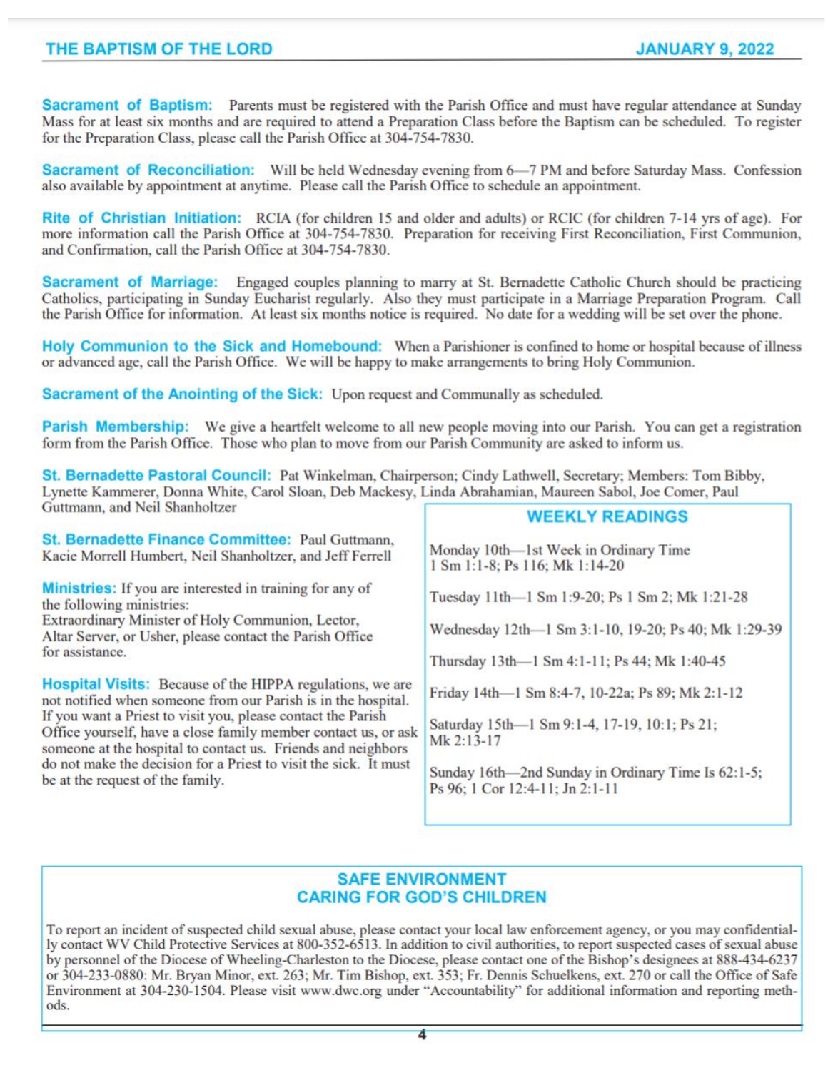**Sacrament of Baptism:** Parents must be registered with the Parish Office and must have regular attendance at Sunday Mass for at least six months and are required to attend a Preparation Class before the Baptism can be scheduled. To register for the Preparation Class, please call the Parish Office at 304-754-7830.

**Sacrament of Reconciliation:** Will be held Wednesday evening from 6—7 PM and before Saturday Mass. Confession also available by appointment at anytime. Please call the Parish Office to schedule an appointment.

**Rite of Christian Initiation:** RCIA (for children 15 and older and adults) or RCIC (for children 7-14 yrs of age). For more information call the Parish Office at 304-754-7830. Preparation for receiving First Reconciliation, First Communion, and Confirmation, call the Parish Office at 304-754-7830.

**Sacrament of Marriage:** Engaged couples planning to marry at St. Bernadette Catholic Church should be practicing Catholics, participating in Sunday Eucharist regularly. Also they must participate in a Marriage Preparation Program. Call the Parish Office for information. At least six months notice is required. No date for a wedding will be set over the phone.

**Holy Communion to the Sick and Homebound:** When a Parishioner is confined to home or hospital because of illness or advanced age, call the Parish Office. We will be happy to make arrangements to bring Holy Communion.

**Sacrament of the Anointing of the Sick:** Upon request and Communally as scheduled.

**Parish Membership:** We give a heartfelt welcome to all new people moving into our Parish. You can get a registration form from the Parish Office. Those who plan to move from our Parish Community are asked to inform us.

**St. Bernadette Pastoral Council:** Pat Winkelman, Chairperson; Cindy Lathwell, Secretary; Members: Tom Bibby, Lynette Kammerer, Donna White, Carol Sloan, Deb Mackesy, Linda Abrahamian, Maureen Sabol, Joe Comer, Paul Guttmann, and Neil Shanholtzer

**St. Bernadette Finance Committee:** Paul Guttmann, Kacie Morrell Humbert, Neil Shanholtzer, and Jeff Ferrell

**Ministries:** If you are interested in training for any of the following ministries:
Extraordinary Minister of Holy Communion, Lector, Altar Server, or Usher, please contact the Parish Office for assistance.

**Hospital Visits:** Because of the HIPPA regulations, we are not notified when someone from our Parish is in the hospital. If you want a Priest to visit you, please contact the Parish Office yourself, have a close family member contact us, or ask someone at the hospital to contact us. Friends and neighbors do not make the decision for a Priest to visit the sick. It must be at the request of the family.

## WEEKLY READINGS

Monday 10th—1st Week in Ordinary Time
1 Sm 1:1-8; Ps 116; Mk 1:14-20

Tuesday 11th—1 Sm 1:9-20; Ps 1 Sm 2; Mk 1:21-28

Wednesday 12th—1 Sm 3:1-10, 19-20; Ps 40; Mk 1:29-39

Thursday 13th—1 Sm 4:1-11; Ps 44; Mk 1:40-45

Friday 14th—1 Sm 8:4-7, 10-22a; Ps 89; Mk 2:1-12

Saturday 15th—1 Sm 9:1-4, 17-19, 10:1; Ps 21; Mk 2:13-17

Sunday 16th—2nd Sunday in Ordinary Time Is 62:1-5; Ps 96; 1 Cor 12:4-11; Jn 2:1-11

## SAFE ENVIRONMENT
## CARING FOR GOD'S CHILDREN

To report an incident of suspected child sexual abuse, please contact your local law enforcement agency, or you may confidentially contact WV Child Protective Services at 800-352-6513. In addition to civil authorities, to report suspected cases of sexual abuse by personnel of the Diocese of Wheeling-Charleston to the Diocese, please contact one of the Bishop's designees at 888-434-6237 or 304-233-0880: Mr. Bryan Minor, ext. 263; Mr. Tim Bishop, ext. 353; Fr. Dennis Schuelkens, ext. 270 or call the Office of Safe Environment at 304-230-1504. Please visit www.dwc.org under "Accountability" for additional information and reporting methods.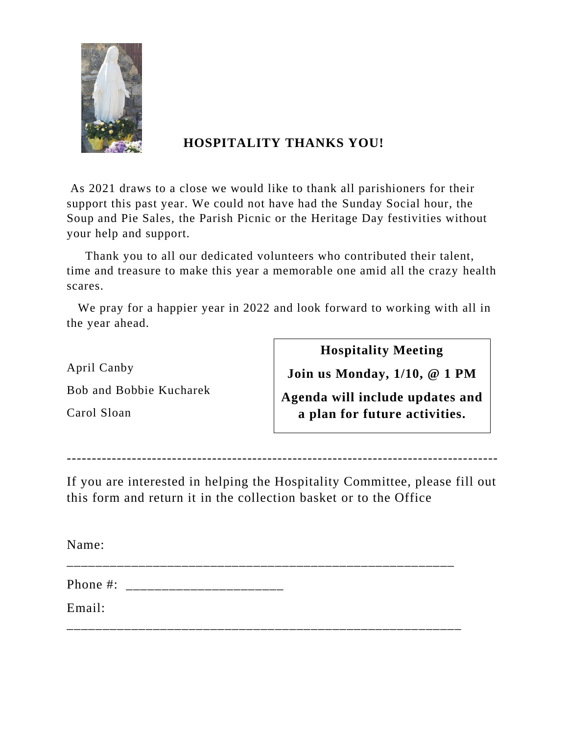## HOSPITALITY THANKS YOU!

As 2021 draws to a close we would like to thank all parishioners for their support this past year. We could not have had the Sunday Social hour, the Soup and Pie Sales, the Parish Picnic or the Heritage Day festivities without your help and support.

Thank you to all our dedicated volunteers who contributed their talent, time and treasure to make this year a memorable one amid all the crazy health scares.

We pray for a happier year in 2022 and look forward to working with all in the year ahead.

April Canby

Bob and Bobbie Kucharek

Carol Sloan

**Hospitality Meeting**

**Join us Monday, 1/10, @ 1 PM**

**Agenda will include updates and a plan for future activities.**

---

If you are interested in helping the Hospitality Committee, please fill out this form and return it in the collection basket or to the Office

Name: ________________________________________________________

Phone #: ______________________

Email: _________________________________________________________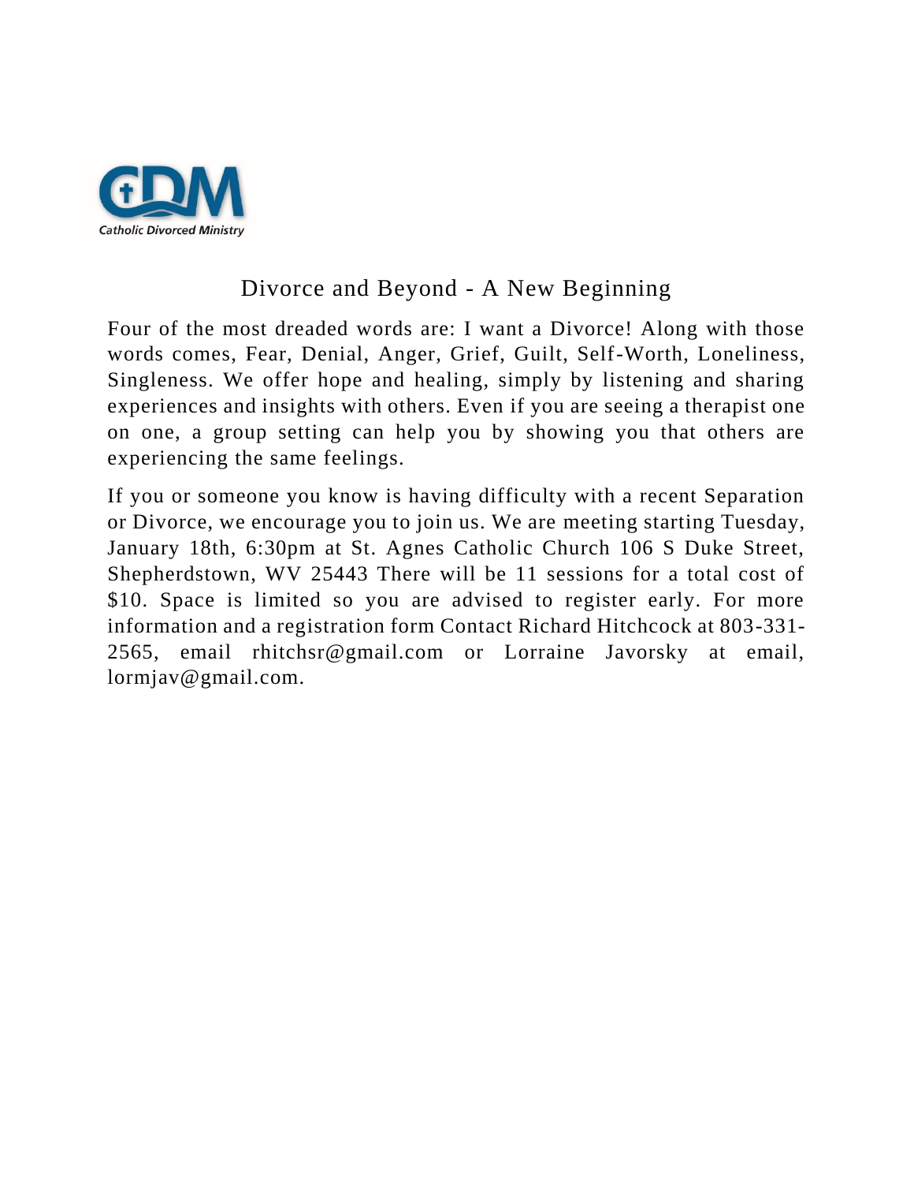CDM

Catholic Divorced Ministry

## Divorce and Beyond - A New Beginning

Four of the most dreaded words are: I want a Divorce! Along with those words comes, Fear, Denial, Anger, Grief, Guilt, Self-Worth, Loneliness, Singleness. We offer hope and healing, simply by listening and sharing experiences and insights with others. Even if you are seeing a therapist one on one, a group setting can help you by showing you that others are experiencing the same feelings.

If you or someone you know is having difficulty with a recent Separation or Divorce, we encourage you to join us. We are meeting starting Tuesday, January 18th, 6:30pm at St. Agnes Catholic Church 106 S Duke Street, Shepherdstown, WV 25443 There will be 11 sessions for a total cost of $10. Space is limited so you are advised to register early. For more information and a registration form Contact Richard Hitchcock at 803-331-2565, email rhitchsr@gmail.com or Lorraine Javorsky at email, lormjav@gmail.com.